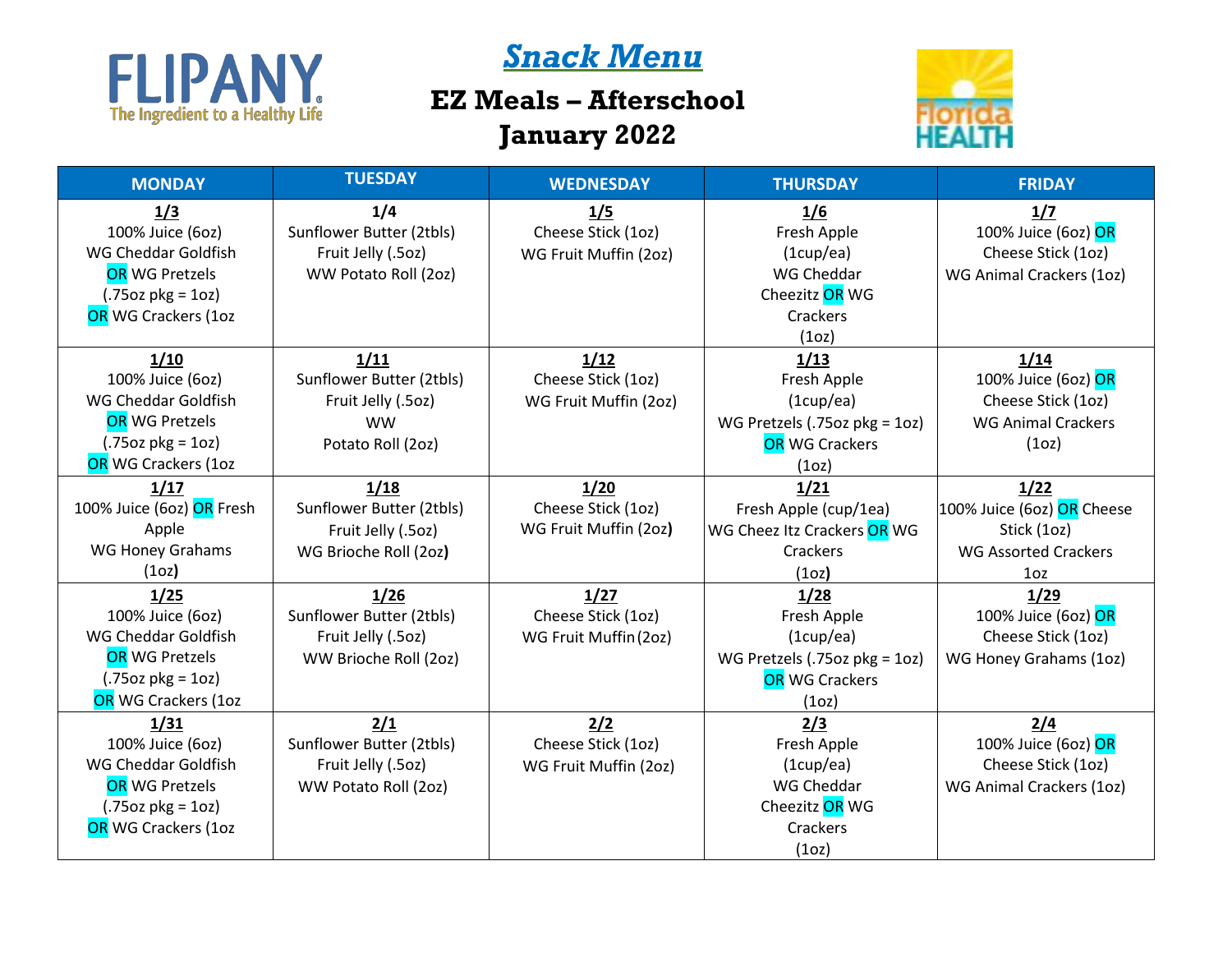# Snack Menu

## EZ Meals – Afterschool

## January 2022

| MONDAY | TUESDAY | WEDNESDAY | THURSDAY | FRIDAY |
|---|---|---|---|---|
| **1/3**<br>100% Juice (6oz)<br>WG Cheddar Goldfish<br>OR WG Pretzels<br>(.75oz pkg = 1oz)<br>OR WG Crackers (1oz | **1/4**<br>Sunflower Butter (2tbls)<br>Fruit Jelly (.5oz)<br>WW Potato Roll (2oz) | **1/5**<br>Cheese Stick (1oz)<br>WG Fruit Muffin (2oz) | **1/6**<br>Fresh Apple<br>(1cup/ea)<br>WG Cheddar<br>Cheezitz OR WG<br>Crackers<br>(1oz) | **1/7**<br>100% Juice (6oz) OR<br>Cheese Stick (1oz)<br>WG Animal Crackers (1oz) |
| **1/10**<br>100% Juice (6oz)<br>WG Cheddar Goldfish<br>OR WG Pretzels<br>(.75oz pkg = 1oz)<br>OR WG Crackers (1oz | **1/11**<br>Sunflower Butter (2tbls)<br>Fruit Jelly (.5oz)<br>WW<br>Potato Roll (2oz) | **1/12**<br>Cheese Stick (1oz)<br>WG Fruit Muffin (2oz) | **1/13**<br>Fresh Apple<br>(1cup/ea)<br>WG Pretzels (.75oz pkg = 1oz)<br>OR WG Crackers<br>(1oz) | **1/14**<br>100% Juice (6oz) OR<br>Cheese Stick (1oz)<br>WG Animal Crackers<br>(1oz) |
| **1/17**<br>100% Juice (6oz) OR Fresh<br>Apple<br>WG Honey Grahams<br>(1oz) | **1/18**<br>Sunflower Butter (2tbls)<br>Fruit Jelly (.5oz)<br>WG Brioche Roll (2oz) | **1/20**<br>Cheese Stick (1oz)<br>WG Fruit Muffin (2oz) | **1/21**<br>Fresh Apple (cup/1ea)<br>WG Cheez Itz Crackers OR WG<br>Crackers<br>(1oz) | **1/22**<br>100% Juice (6oz) OR Cheese<br>Stick (1oz)<br>WG Assorted Crackers<br>1oz |
| **1/25**<br>100% Juice (6oz)<br>WG Cheddar Goldfish<br>OR WG Pretzels<br>(.75oz pkg = 1oz)<br>OR WG Crackers (1oz | **1/26**<br>Sunflower Butter (2tbls)<br>Fruit Jelly (.5oz)<br>WW Brioche Roll (2oz) | **1/27**<br>Cheese Stick (1oz)<br>WG Fruit Muffin (2oz) | **1/28**<br>Fresh Apple<br>(1cup/ea)<br>WG Pretzels (.75oz pkg = 1oz)<br>OR WG Crackers<br>(1oz) | **1/29**<br>100% Juice (6oz) OR<br>Cheese Stick (1oz)<br>WG Honey Grahams (1oz) |
| **1/31**<br>100% Juice (6oz)<br>WG Cheddar Goldfish<br>OR WG Pretzels<br>(.75oz pkg = 1oz)<br>OR WG Crackers (1oz | **2/1**<br>Sunflower Butter (2tbls)<br>Fruit Jelly (.5oz)<br>WW Potato Roll (2oz) | **2/2**<br>Cheese Stick (1oz)<br>WG Fruit Muffin (2oz) | **2/3**<br>Fresh Apple<br>(1cup/ea)<br>WG Cheddar<br>Cheezitz OR WG<br>Crackers<br>(1oz) | **2/4**<br>100% Juice (6oz) OR<br>Cheese Stick (1oz)<br>WG Animal Crackers (1oz) |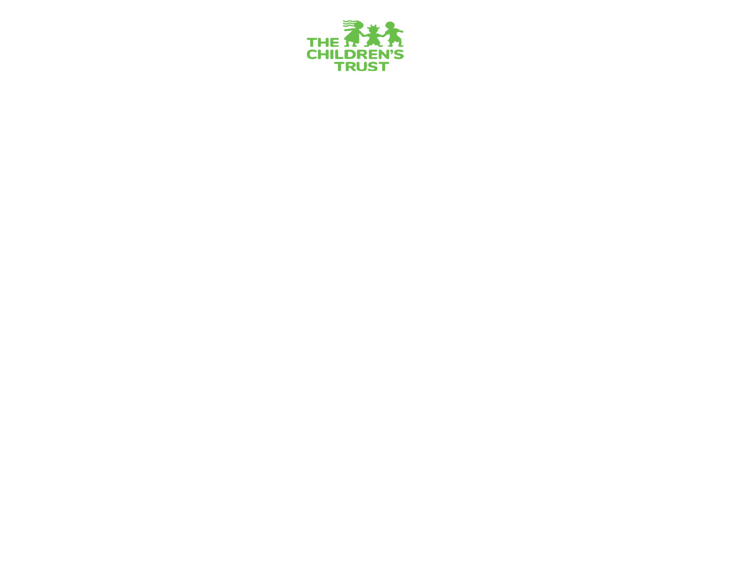THE CHILDREN'S TRUST